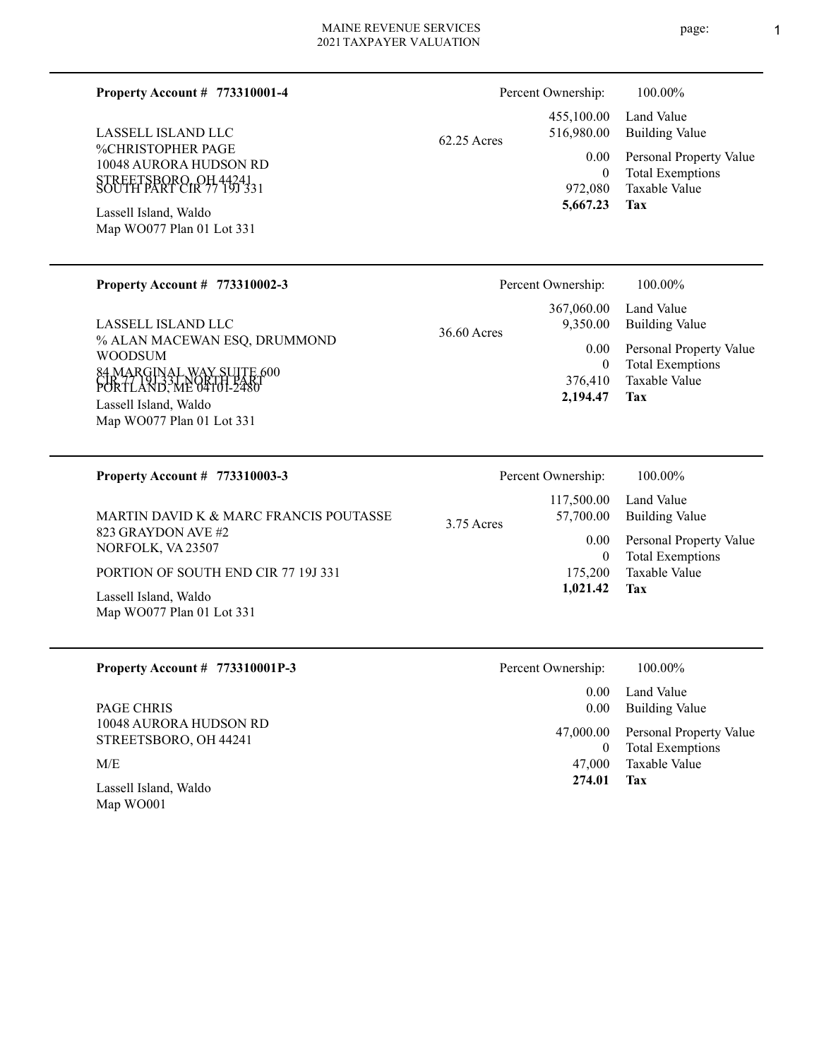MAINE REVENUE SERVICES
2021 TAXPAYER VALUATION

---

**Property Account # 773310001-4**

Percent Ownership: 100.00%

LASSELL ISLAND LLC
%CHRISTOPHER PAGE
10048 AURORA HUDSON RD
STREETSBORO, OH 44241
SOUTH PART CIR 77 19J 331

Lassell Island, Waldo
Map WO077 Plan 01 Lot 331

62.25 Acres

| Value | Item |
|---|---|
| 455,100.00 | Land Value |
| 516,980.00 | Building Value |
| 0.00 | Personal Property Value |
| 0 | Total Exemptions |
| 972,080 | Taxable Value |
| **5,667.23** | **Tax** |

---

**Property Account # 773310002-3**

Percent Ownership: 100.00%

LASSELL ISLAND LLC
% ALAN MACEWAN ESQ, DRUMMOND WOODSUM
84 MARGINAL WAY SUITE 600
PORTLAND, ME 04101-2480
CIR 77 19J 331 NORTH PART

Lassell Island, Waldo
Map WO077 Plan 01 Lot 331

36.60 Acres

| Value | Item |
|---|---|
| 367,060.00 | Land Value |
| 9,350.00 | Building Value |
| 0.00 | Personal Property Value |
| 0 | Total Exemptions |
| 376,410 | Taxable Value |
| **2,194.47** | **Tax** |

---

**Property Account # 773310003-3**

Percent Ownership: 100.00%

MARTIN DAVID K & MARC FRANCIS POUTASSE
823 GRAYDON AVE #2
NORFOLK, VA 23507

PORTION OF SOUTH END CIR 77 19J 331

Lassell Island, Waldo
Map WO077 Plan 01 Lot 331

3.75 Acres

| Value | Item |
|---|---|
| 117,500.00 | Land Value |
| 57,700.00 | Building Value |
| 0.00 | Personal Property Value |
| 0 | Total Exemptions |
| 175,200 | Taxable Value |
| **1,021.42** | **Tax** |

---

**Property Account # 773310001P-3**

Percent Ownership: 100.00%

PAGE CHRIS
10048 AURORA HUDSON RD
STREETSBORO, OH 44241

M/E

Lassell Island, Waldo
Map WO001

| Value | Item |
|---|---|
| 0.00 | Land Value |
| 0.00 | Building Value |
| 47,000.00 | Personal Property Value |
| 0 | Total Exemptions |
| 47,000 | Taxable Value |
| **274.01** | **Tax** |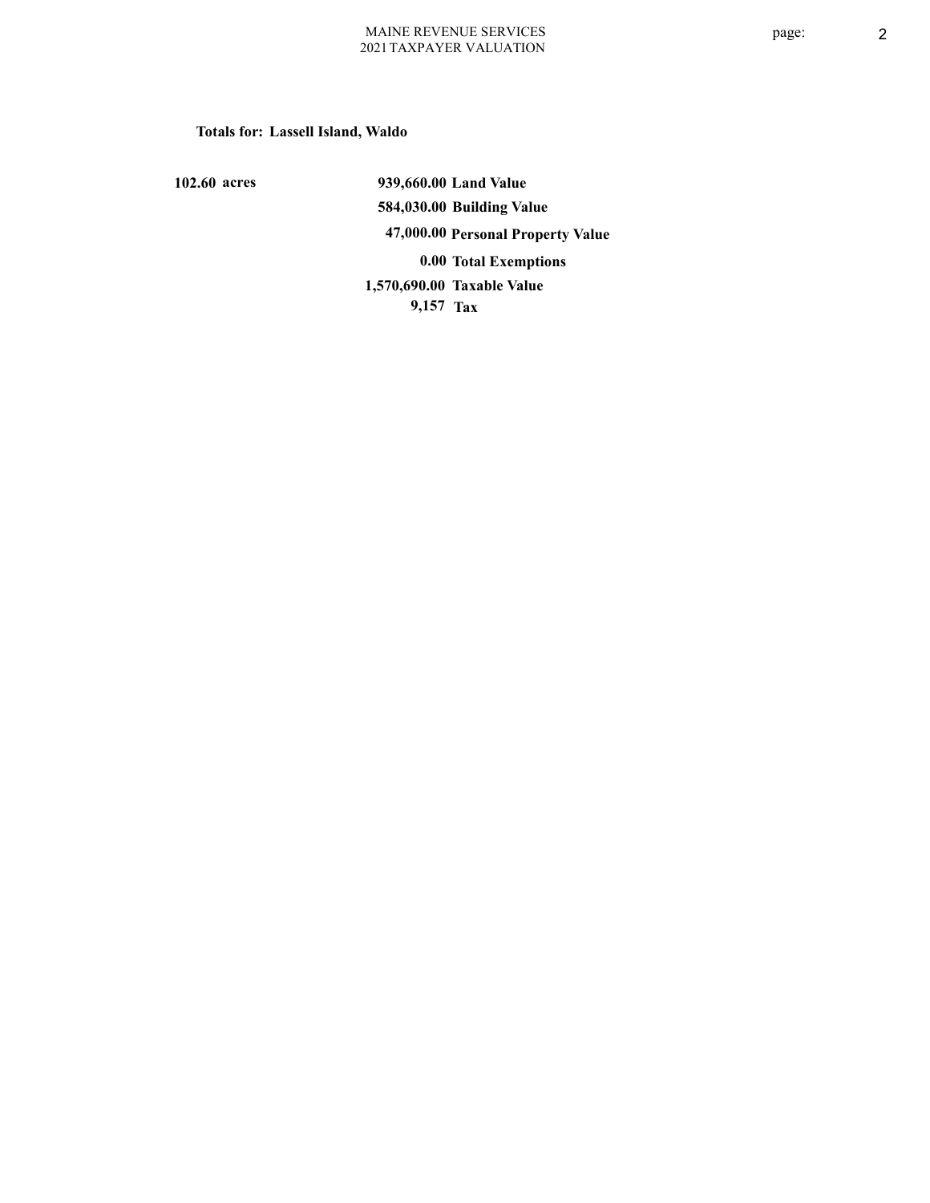**Totals for: Lassell Island, Waldo**

| | | |
|---|---|---|
| **102.60 acres** | **939,660.00** | **Land Value** |
| | **584,030.00** | **Building Value** |
| | **47,000.00** | **Personal Property Value** |
| | **0.00** | **Total Exemptions** |
| | **1,570,690.00** | **Taxable Value** |
| | **9,157** | **Tax** |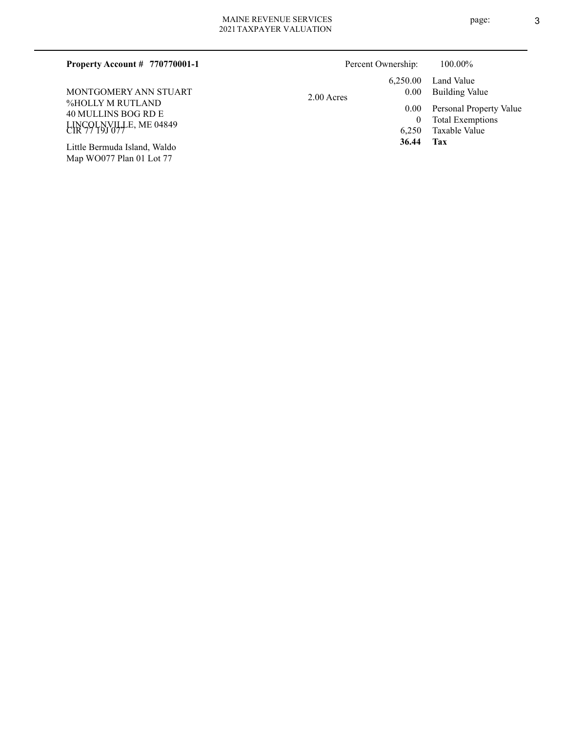**Property Account # 770770001-1**

Percent Ownership: 100.00%

MONTGOMERY ANN STUART
%HOLLY M RUTLAND
40 MULLINS BOG RD E
LINCOLNVILLE, ME 04849
CIR 77 T9J 077

Little Bermuda Island, Waldo
Map WO077 Plan 01 Lot 77

2.00 Acres

| | |
|---|---|
| 6,250.00 | Land Value |
| 0.00 | Building Value |
| 0.00 | Personal Property Value |
| 0 | Total Exemptions |
| 6,250 | Taxable Value |
| **36.44** | **Tax** |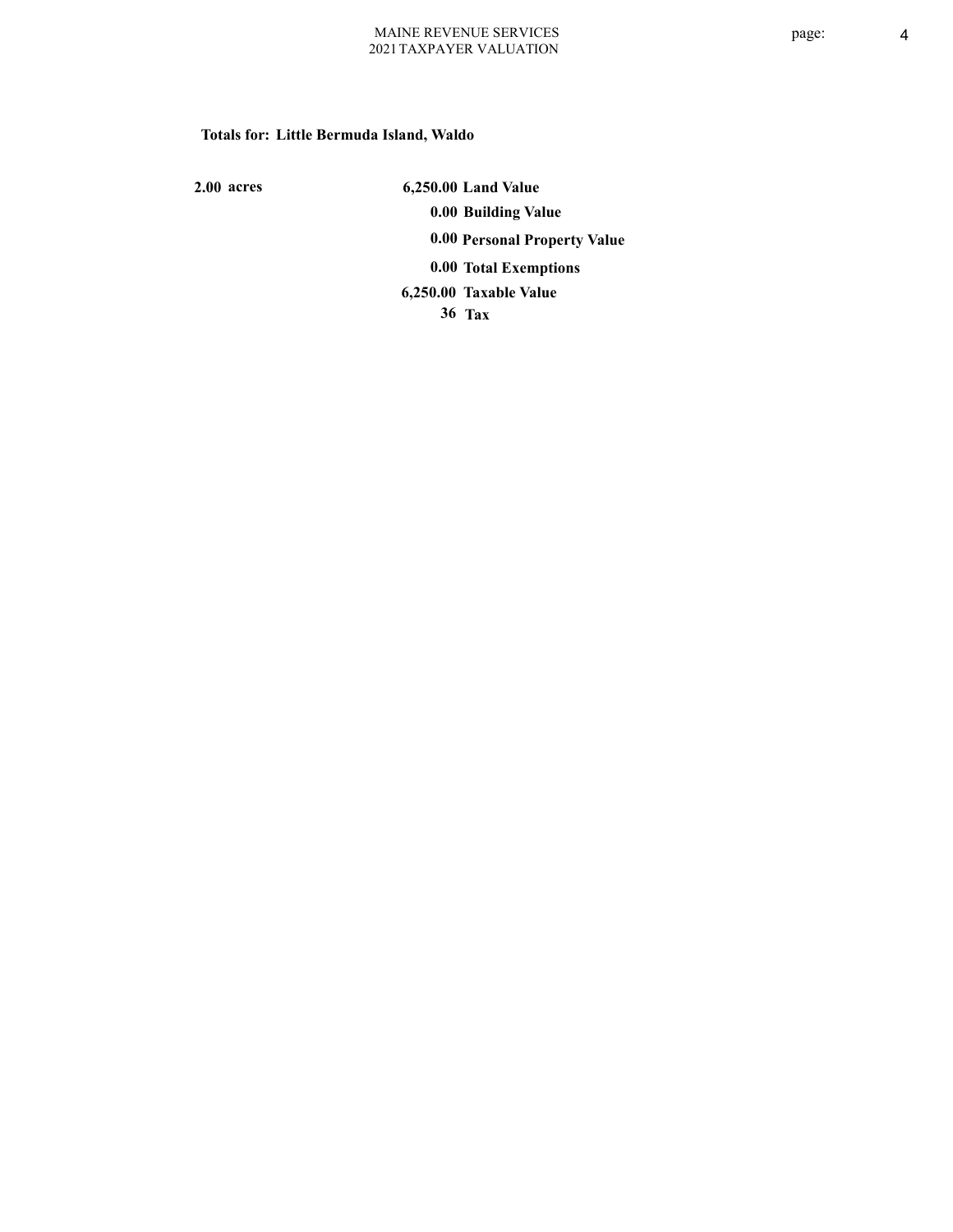**Totals for: Little Bermuda Island, Waldo**

| | | |
|---|---|---|
| 2.00 acres | 6,250.00 | Land Value |
| | 0.00 | Building Value |
| | 0.00 | Personal Property Value |
| | 0.00 | Total Exemptions |
| | 6,250.00 | Taxable Value |
| | 36 | Tax |